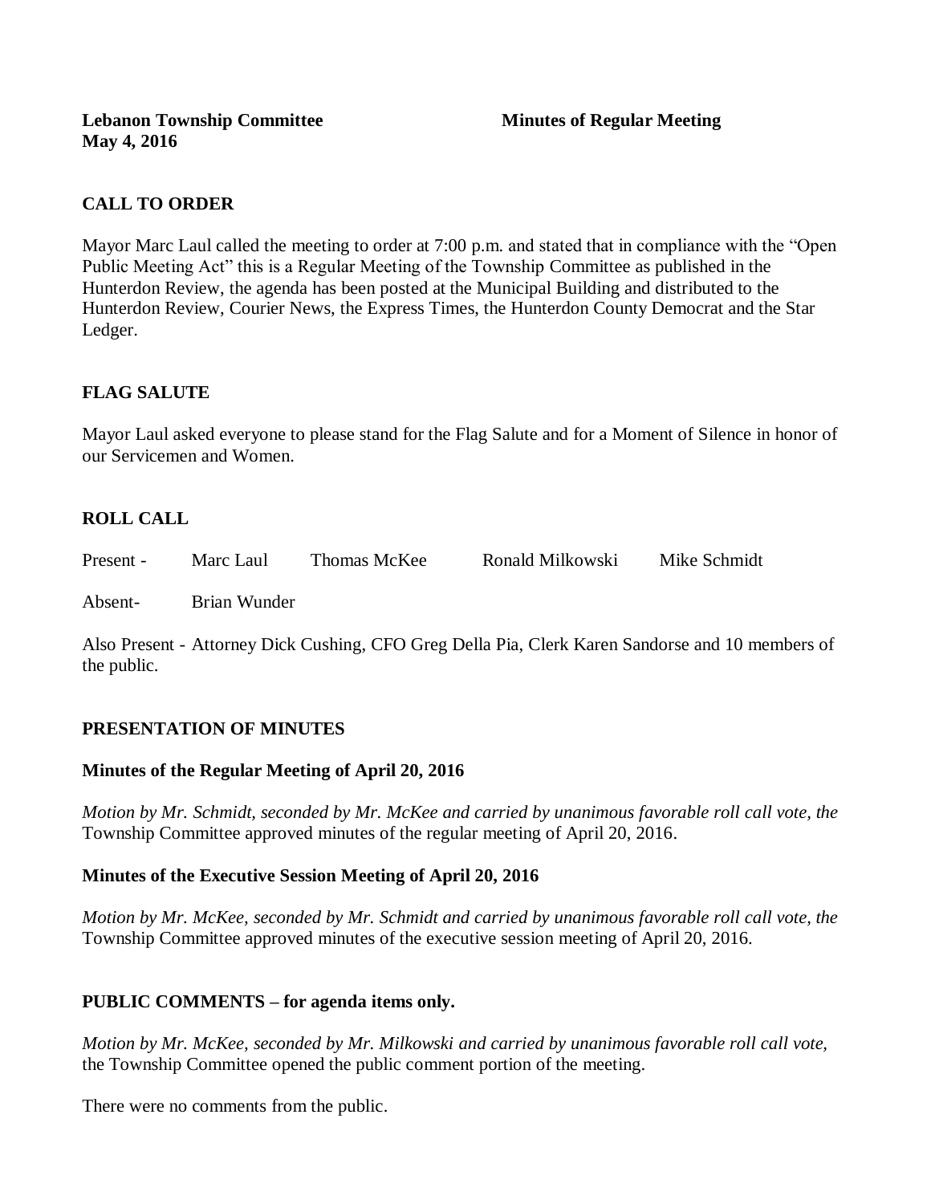**Lebanon Township Committee** **Minutes of Regular Meeting**
**May 4, 2016**

## CALL TO ORDER

Mayor Marc Laul called the meeting to order at 7:00 p.m. and stated that in compliance with the "Open Public Meeting Act" this is a Regular Meeting of the Township Committee as published in the Hunterdon Review, the agenda has been posted at the Municipal Building and distributed to the Hunterdon Review, Courier News, the Express Times, the Hunterdon County Democrat and the Star Ledger.

## FLAG SALUTE

Mayor Laul asked everyone to please stand for the Flag Salute and for a Moment of Silence in honor of our Servicemen and Women.

## ROLL CALL

Present - Marc Laul Thomas McKee Ronald Milkowski Mike Schmidt

Absent- Brian Wunder

Also Present - Attorney Dick Cushing, CFO Greg Della Pia, Clerk Karen Sandorse and 10 members of the public.

## PRESENTATION OF MINUTES

### Minutes of the Regular Meeting of April 20, 2016

*Motion by Mr. Schmidt, seconded by Mr. McKee and carried by unanimous favorable roll call vote, the* Township Committee approved minutes of the regular meeting of April 20, 2016.

### Minutes of the Executive Session Meeting of April 20, 2016

*Motion by Mr. McKee, seconded by Mr. Schmidt and carried by unanimous favorable roll call vote, the* Township Committee approved minutes of the executive session meeting of April 20, 2016.

## PUBLIC COMMENTS – for agenda items only.

*Motion by Mr. McKee, seconded by Mr. Milkowski and carried by unanimous favorable roll call vote,* the Township Committee opened the public comment portion of the meeting.

There were no comments from the public.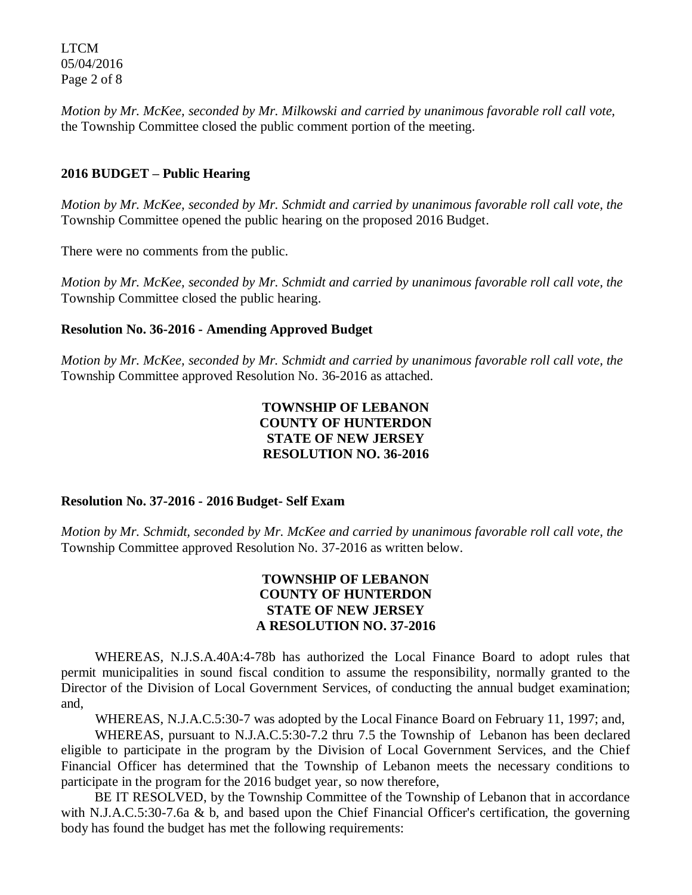*Motion by Mr. McKee, seconded by Mr. Milkowski and carried by unanimous favorable roll call vote,* the Township Committee closed the public comment portion of the meeting.

**2016 BUDGET – Public Hearing**

*Motion by Mr. McKee, seconded by Mr. Schmidt and carried by unanimous favorable roll call vote, the* Township Committee opened the public hearing on the proposed 2016 Budget.

There were no comments from the public.

*Motion by Mr. McKee, seconded by Mr. Schmidt and carried by unanimous favorable roll call vote, the* Township Committee closed the public hearing.

**Resolution No. 36-2016 - Amending Approved Budget**

*Motion by Mr. McKee, seconded by Mr. Schmidt and carried by unanimous favorable roll call vote, the* Township Committee approved Resolution No. 36-2016 as attached.

**TOWNSHIP OF LEBANON**
**COUNTY OF HUNTERDON**
**STATE OF NEW JERSEY**
**RESOLUTION NO. 36-2016**

**Resolution No. 37-2016 - 2016 Budget- Self Exam**

*Motion by Mr. Schmidt, seconded by Mr. McKee and carried by unanimous favorable roll call vote, the* Township Committee approved Resolution No. 37-2016 as written below.

**TOWNSHIP OF LEBANON**
**COUNTY OF HUNTERDON**
**STATE OF NEW JERSEY**
**A RESOLUTION NO. 37-2016**

WHEREAS, N.J.S.A.40A:4-78b has authorized the Local Finance Board to adopt rules that permit municipalities in sound fiscal condition to assume the responsibility, normally granted to the Director of the Division of Local Government Services, of conducting the annual budget examination; and,

WHEREAS, N.J.A.C.5:30-7 was adopted by the Local Finance Board on February 11, 1997; and,

WHEREAS, pursuant to N.J.A.C.5:30-7.2 thru 7.5 the Township of Lebanon has been declared eligible to participate in the program by the Division of Local Government Services, and the Chief Financial Officer has determined that the Township of Lebanon meets the necessary conditions to participate in the program for the 2016 budget year, so now therefore,

BE IT RESOLVED, by the Township Committee of the Township of Lebanon that in accordance with N.J.A.C.5:30-7.6a & b, and based upon the Chief Financial Officer's certification, the governing body has found the budget has met the following requirements: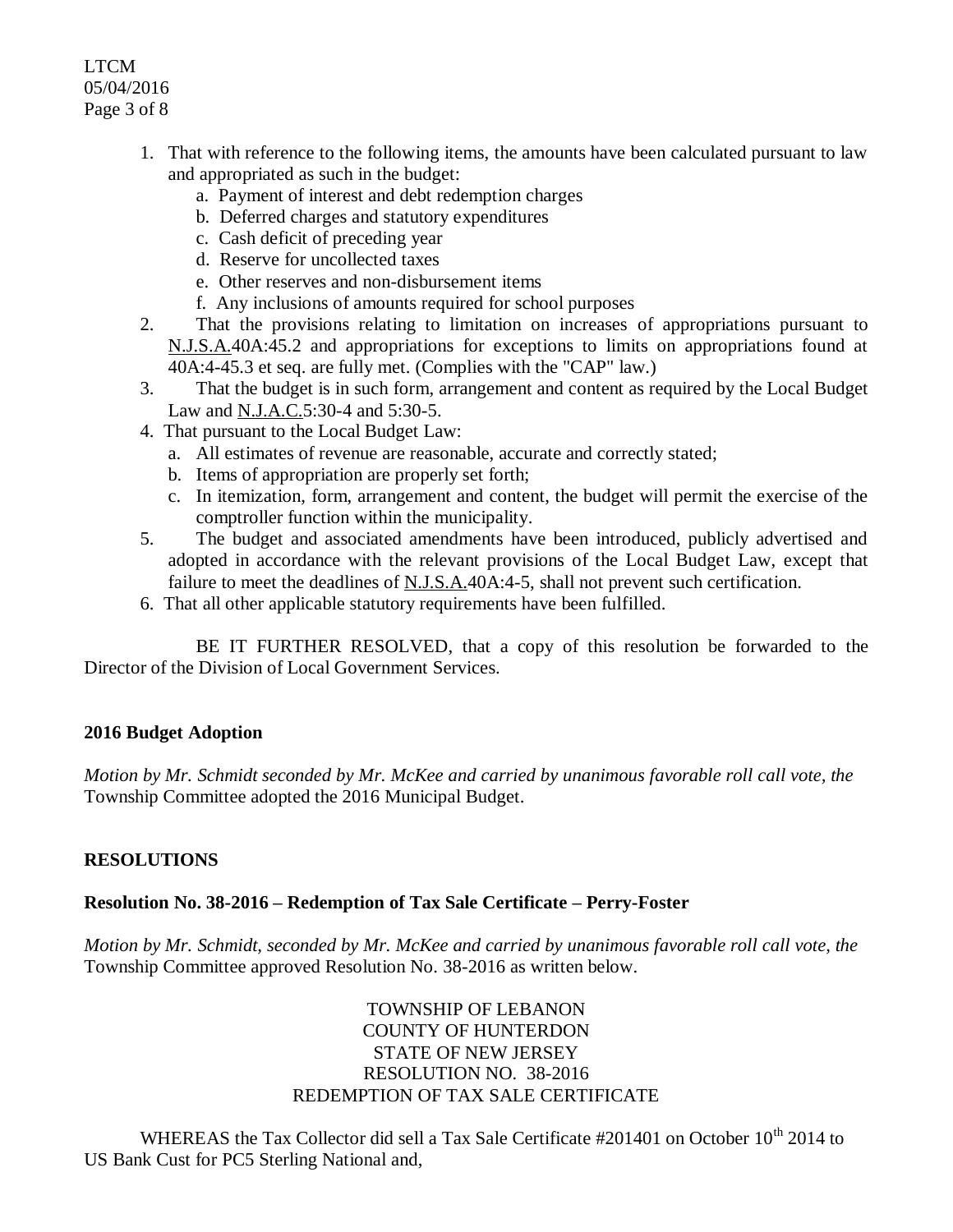1. That with reference to the following items, the amounts have been calculated pursuant to law and appropriated as such in the budget:
   a. Payment of interest and debt redemption charges
   b. Deferred charges and statutory expenditures
   c. Cash deficit of preceding year
   d. Reserve for uncollected taxes
   e. Other reserves and non-disbursement items
   f. Any inclusions of amounts required for school purposes
2. That the provisions relating to limitation on increases of appropriations pursuant to N.J.S.A.40A:45.2 and appropriations for exceptions to limits on appropriations found at 40A:4-45.3 et seq. are fully met. (Complies with the "CAP" law.)
3. That the budget is in such form, arrangement and content as required by the Local Budget Law and N.J.A.C.5:30-4 and 5:30-5.
4. That pursuant to the Local Budget Law:
   a. All estimates of revenue are reasonable, accurate and correctly stated;
   b. Items of appropriation are properly set forth;
   c. In itemization, form, arrangement and content, the budget will permit the exercise of the comptroller function within the municipality.
5. The budget and associated amendments have been introduced, publicly advertised and adopted in accordance with the relevant provisions of the Local Budget Law, except that failure to meet the deadlines of N.J.S.A.40A:4-5, shall not prevent such certification.
6. That all other applicable statutory requirements have been fulfilled.

BE IT FURTHER RESOLVED, that a copy of this resolution be forwarded to the Director of the Division of Local Government Services.

**2016 Budget Adoption**

*Motion by Mr. Schmidt seconded by Mr. McKee and carried by unanimous favorable roll call vote, the* Township Committee adopted the 2016 Municipal Budget.

**RESOLUTIONS**

**Resolution No. 38-2016 – Redemption of Tax Sale Certificate – Perry-Foster**

*Motion by Mr. Schmidt, seconded by Mr. McKee and carried by unanimous favorable roll call vote, the* Township Committee approved Resolution No. 38-2016 as written below.

TOWNSHIP OF LEBANON
COUNTY OF HUNTERDON
STATE OF NEW JERSEY
RESOLUTION NO. 38-2016
REDEMPTION OF TAX SALE CERTIFICATE

WHEREAS the Tax Collector did sell a Tax Sale Certificate #201401 on October 10th 2014 to US Bank Cust for PC5 Sterling National and,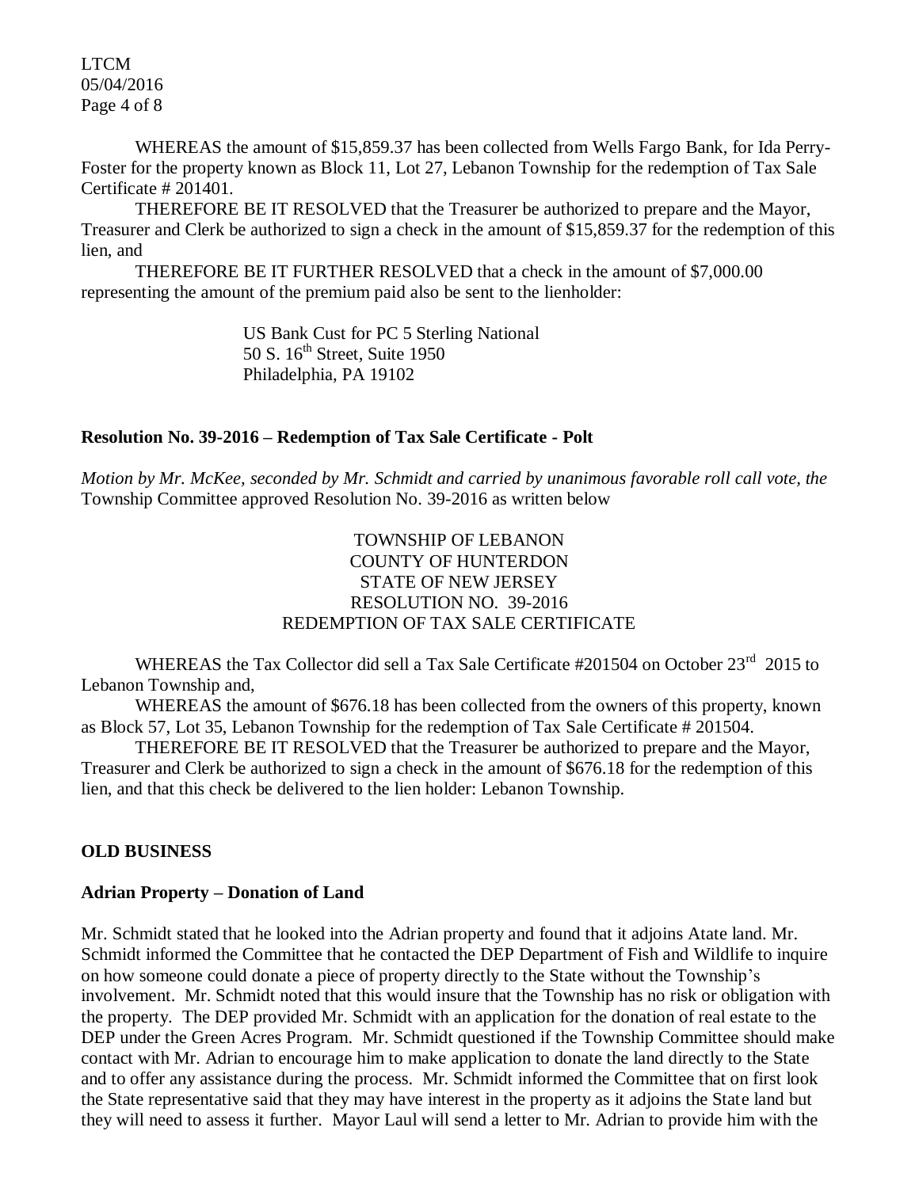WHEREAS the amount of $15,859.37 has been collected from Wells Fargo Bank, for Ida Perry-Foster for the property known as Block 11, Lot 27, Lebanon Township for the redemption of Tax Sale Certificate # 201401.

THEREFORE BE IT RESOLVED that the Treasurer be authorized to prepare and the Mayor, Treasurer and Clerk be authorized to sign a check in the amount of $15,859.37 for the redemption of this lien, and

THEREFORE BE IT FURTHER RESOLVED that a check in the amount of $7,000.00 representing the amount of the premium paid also be sent to the lienholder:

US Bank Cust for PC 5 Sterling National
50 S. 16th Street, Suite 1950
Philadelphia, PA 19102

**Resolution No. 39-2016 – Redemption of Tax Sale Certificate - Polt**

*Motion by Mr. McKee, seconded by Mr. Schmidt and carried by unanimous favorable roll call vote, the* Township Committee approved Resolution No. 39-2016 as written below

TOWNSHIP OF LEBANON
COUNTY OF HUNTERDON
STATE OF NEW JERSEY
RESOLUTION NO. 39-2016
REDEMPTION OF TAX SALE CERTIFICATE

WHEREAS the Tax Collector did sell a Tax Sale Certificate #201504 on October 23rd 2015 to Lebanon Township and,

WHEREAS the amount of $676.18 has been collected from the owners of this property, known as Block 57, Lot 35, Lebanon Township for the redemption of Tax Sale Certificate # 201504.

THEREFORE BE IT RESOLVED that the Treasurer be authorized to prepare and the Mayor, Treasurer and Clerk be authorized to sign a check in the amount of $676.18 for the redemption of this lien, and that this check be delivered to the lien holder: Lebanon Township.

**OLD BUSINESS**

**Adrian Property – Donation of Land**

Mr. Schmidt stated that he looked into the Adrian property and found that it adjoins Atate land. Mr. Schmidt informed the Committee that he contacted the DEP Department of Fish and Wildlife to inquire on how someone could donate a piece of property directly to the State without the Township's involvement. Mr. Schmidt noted that this would insure that the Township has no risk or obligation with the property. The DEP provided Mr. Schmidt with an application for the donation of real estate to the DEP under the Green Acres Program. Mr. Schmidt questioned if the Township Committee should make contact with Mr. Adrian to encourage him to make application to donate the land directly to the State and to offer any assistance during the process. Mr. Schmidt informed the Committee that on first look the State representative said that they may have interest in the property as it adjoins the State land but they will need to assess it further. Mayor Laul will send a letter to Mr. Adrian to provide him with the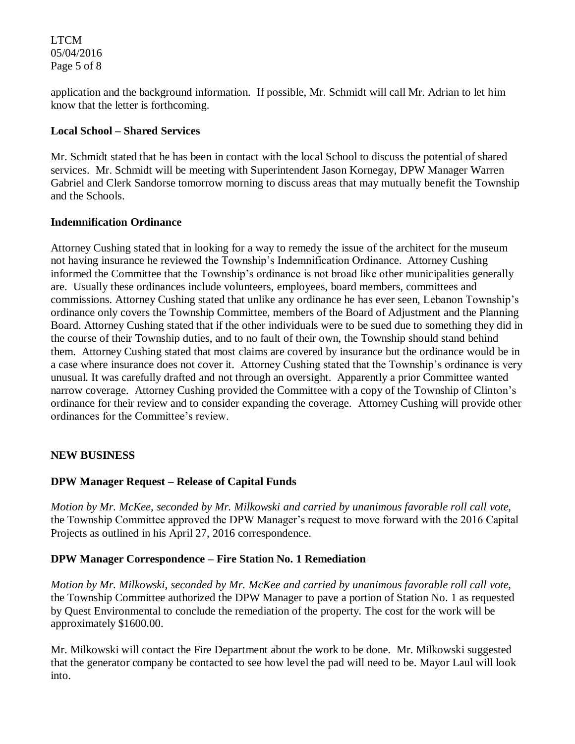application and the background information. If possible, Mr. Schmidt will call Mr. Adrian to let him know that the letter is forthcoming.

**Local School – Shared Services**

Mr. Schmidt stated that he has been in contact with the local School to discuss the potential of shared services. Mr. Schmidt will be meeting with Superintendent Jason Kornegay, DPW Manager Warren Gabriel and Clerk Sandorse tomorrow morning to discuss areas that may mutually benefit the Township and the Schools.

**Indemnification Ordinance**

Attorney Cushing stated that in looking for a way to remedy the issue of the architect for the museum not having insurance he reviewed the Township's Indemnification Ordinance. Attorney Cushing informed the Committee that the Township's ordinance is not broad like other municipalities generally are. Usually these ordinances include volunteers, employees, board members, committees and commissions. Attorney Cushing stated that unlike any ordinance he has ever seen, Lebanon Township's ordinance only covers the Township Committee, members of the Board of Adjustment and the Planning Board. Attorney Cushing stated that if the other individuals were to be sued due to something they did in the course of their Township duties, and to no fault of their own, the Township should stand behind them. Attorney Cushing stated that most claims are covered by insurance but the ordinance would be in a case where insurance does not cover it. Attorney Cushing stated that the Township's ordinance is very unusual. It was carefully drafted and not through an oversight. Apparently a prior Committee wanted narrow coverage. Attorney Cushing provided the Committee with a copy of the Township of Clinton's ordinance for their review and to consider expanding the coverage. Attorney Cushing will provide other ordinances for the Committee's review.

**NEW BUSINESS**

**DPW Manager Request – Release of Capital Funds**

*Motion by Mr. McKee, seconded by Mr. Milkowski and carried by unanimous favorable roll call vote,* the Township Committee approved the DPW Manager's request to move forward with the 2016 Capital Projects as outlined in his April 27, 2016 correspondence.

**DPW Manager Correspondence – Fire Station No. 1 Remediation**

*Motion by Mr. Milkowski, seconded by Mr. McKee and carried by unanimous favorable roll call vote,* the Township Committee authorized the DPW Manager to pave a portion of Station No. 1 as requested by Quest Environmental to conclude the remediation of the property. The cost for the work will be approximately $1600.00.

Mr. Milkowski will contact the Fire Department about the work to be done. Mr. Milkowski suggested that the generator company be contacted to see how level the pad will need to be. Mayor Laul will look into.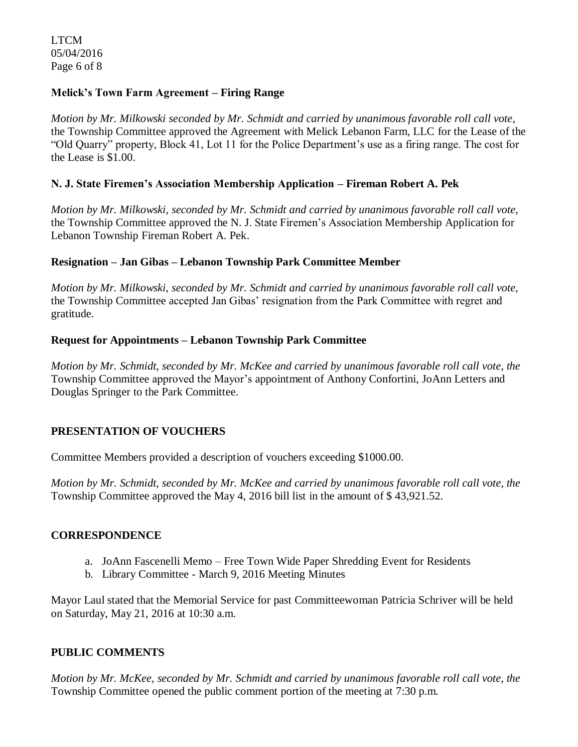**Melick's Town Farm Agreement – Firing Range**

*Motion by Mr. Milkowski seconded by Mr. Schmidt and carried by unanimous favorable roll call vote,* the Township Committee approved the Agreement with Melick Lebanon Farm, LLC for the Lease of the "Old Quarry" property, Block 41, Lot 11 for the Police Department's use as a firing range. The cost for the Lease is $1.00.

**N. J. State Firemen's Association Membership Application – Fireman Robert A. Pek**

*Motion by Mr. Milkowski, seconded by Mr. Schmidt and carried by unanimous favorable roll call vote,* the Township Committee approved the N. J. State Firemen's Association Membership Application for Lebanon Township Fireman Robert A. Pek.

**Resignation – Jan Gibas – Lebanon Township Park Committee Member**

*Motion by Mr. Milkowski, seconded by Mr. Schmidt and carried by unanimous favorable roll call vote,* the Township Committee accepted Jan Gibas' resignation from the Park Committee with regret and gratitude.

**Request for Appointments – Lebanon Township Park Committee**

*Motion by Mr. Schmidt, seconded by Mr. McKee and carried by unanimous favorable roll call vote, the* Township Committee approved the Mayor's appointment of Anthony Confortini, JoAnn Letters and Douglas Springer to the Park Committee.

**PRESENTATION OF VOUCHERS**

Committee Members provided a description of vouchers exceeding $1000.00.

*Motion by Mr. Schmidt, seconded by Mr. McKee and carried by unanimous favorable roll call vote, the* Township Committee approved the May 4, 2016 bill list in the amount of $ 43,921.52.

**CORRESPONDENCE**

a. JoAnn Fascenelli Memo – Free Town Wide Paper Shredding Event for Residents
b. Library Committee - March 9, 2016 Meeting Minutes

Mayor Laul stated that the Memorial Service for past Committeewoman Patricia Schriver will be held on Saturday, May 21, 2016 at 10:30 a.m.

**PUBLIC COMMENTS**

*Motion by Mr. McKee, seconded by Mr. Schmidt and carried by unanimous favorable roll call vote, the* Township Committee opened the public comment portion of the meeting at 7:30 p.m.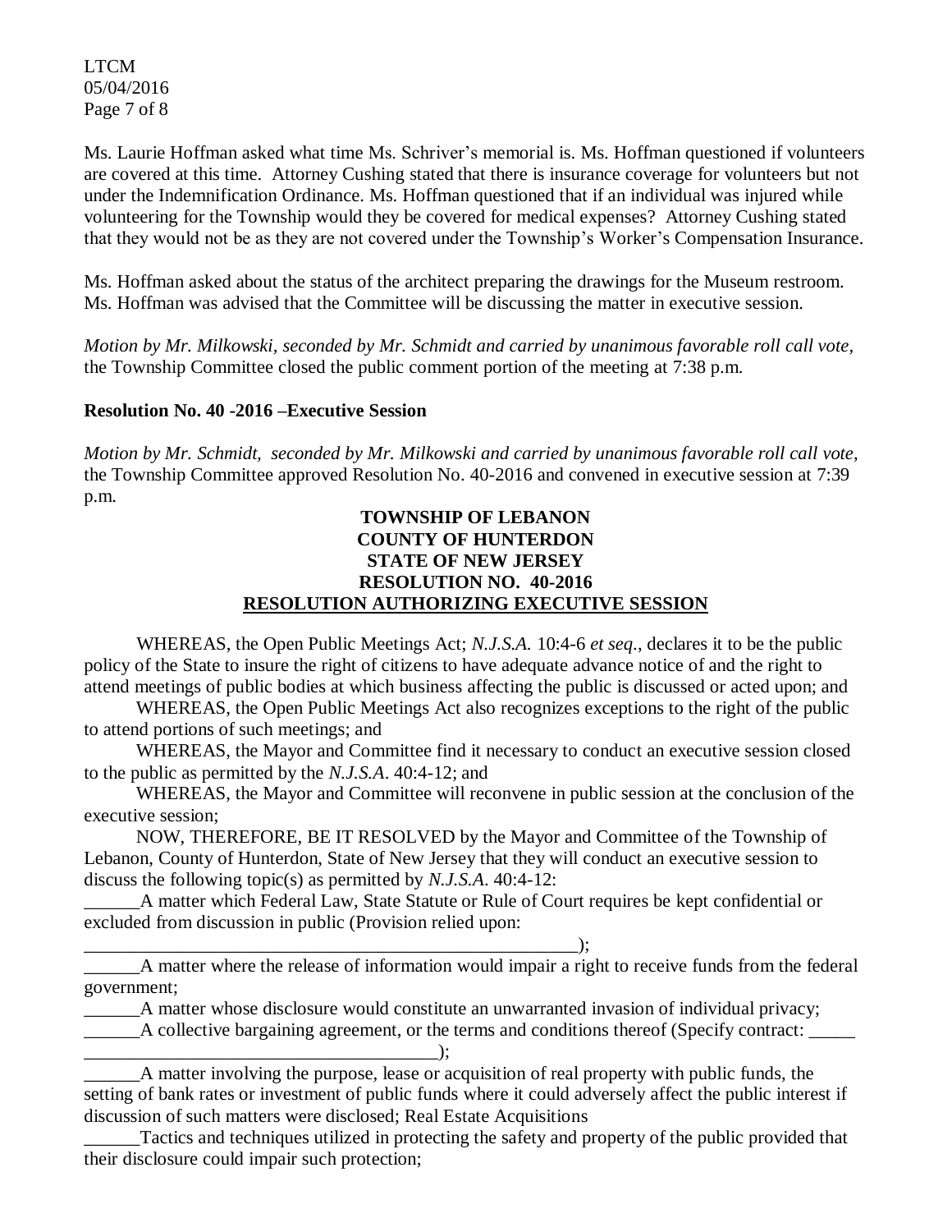Ms. Laurie Hoffman asked what time Ms. Schriver's memorial is. Ms. Hoffman questioned if volunteers are covered at this time. Attorney Cushing stated that there is insurance coverage for volunteers but not under the Indemnification Ordinance. Ms. Hoffman questioned that if an individual was injured while volunteering for the Township would they be covered for medical expenses? Attorney Cushing stated that they would not be as they are not covered under the Township's Worker's Compensation Insurance.

Ms. Hoffman asked about the status of the architect preparing the drawings for the Museum restroom. Ms. Hoffman was advised that the Committee will be discussing the matter in executive session.

*Motion by Mr. Milkowski, seconded by Mr. Schmidt and carried by unanimous favorable roll call vote,* the Township Committee closed the public comment portion of the meeting at 7:38 p.m.

**Resolution No. 40 -2016 –Executive Session**

*Motion by Mr. Schmidt, seconded by Mr. Milkowski and carried by unanimous favorable roll call vote,* the Township Committee approved Resolution No. 40-2016 and convened in executive session at 7:39 p.m.

**TOWNSHIP OF LEBANON**
**COUNTY OF HUNTERDON**
**STATE OF NEW JERSEY**
**RESOLUTION NO. 40-2016**
**RESOLUTION AUTHORIZING EXECUTIVE SESSION**

WHEREAS, the Open Public Meetings Act; *N.J.S.A.* 10:4-6 *et seq*., declares it to be the public policy of the State to insure the right of citizens to have adequate advance notice of and the right to attend meetings of public bodies at which business affecting the public is discussed or acted upon; and

WHEREAS, the Open Public Meetings Act also recognizes exceptions to the right of the public to attend portions of such meetings; and

WHEREAS, the Mayor and Committee find it necessary to conduct an executive session closed to the public as permitted by the *N.J.S.A*. 40:4-12; and

WHEREAS, the Mayor and Committee will reconvene in public session at the conclusion of the executive session;

NOW, THEREFORE, BE IT RESOLVED by the Mayor and Committee of the Township of Lebanon, County of Hunterdon, State of New Jersey that they will conduct an executive session to discuss the following topic(s) as permitted by *N.J.S.A*. 40:4-12:

______A matter which Federal Law, State Statute or Rule of Court requires be kept confidential or excluded from discussion in public (Provision relied upon: ________________________________________________________);

______A matter where the release of information would impair a right to receive funds from the federal government;

______A matter whose disclosure would constitute an unwarranted invasion of individual privacy;

______A collective bargaining agreement, or the terms and conditions thereof (Specify contract: _____ ________________________________________);

______A matter involving the purpose, lease or acquisition of real property with public funds, the setting of bank rates or investment of public funds where it could adversely affect the public interest if discussion of such matters were disclosed; Real Estate Acquisitions

______Tactics and techniques utilized in protecting the safety and property of the public provided that their disclosure could impair such protection;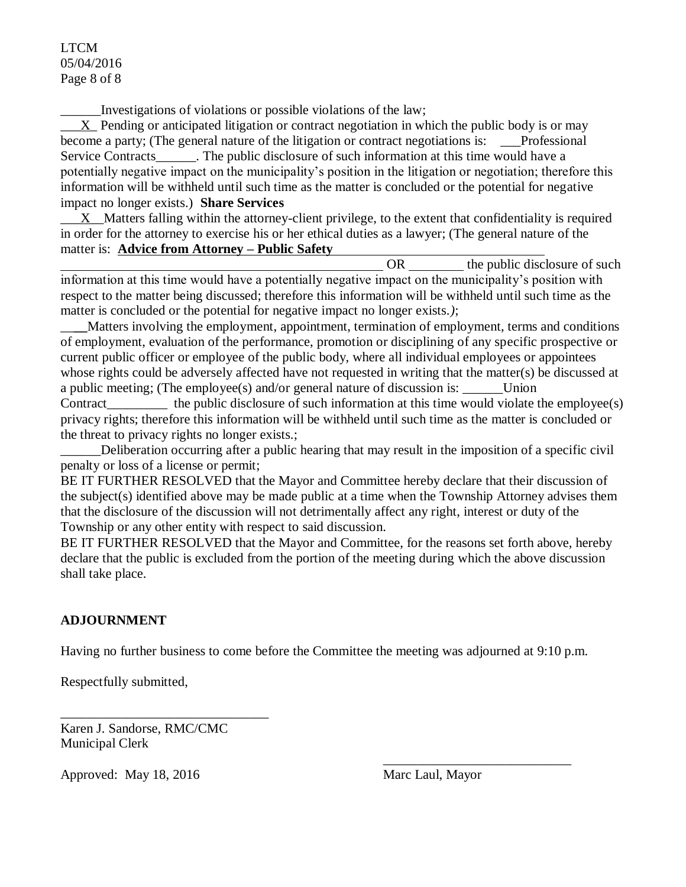\_\_\_\_\_\_Investigations of violations or possible violations of the law;

\_\_\_X\_ Pending or anticipated litigation or contract negotiation in which the public body is or may become a party; (The general nature of the litigation or contract negotiations is: \_\_\_Professional Service Contracts\_\_\_\_\_\_. The public disclosure of such information at this time would have a potentially negative impact on the municipality's position in the litigation or negotiation; therefore this information will be withheld until such time as the matter is concluded or the potential for negative impact no longer exists.) **Share Services**

\_\_\_X\_\_Matters falling within the attorney-client privilege, to the extent that confidentiality is required in order for the attorney to exercise his or her ethical duties as a lawyer; (The general nature of the matter is: **Advice from Attorney – Public Safety**

\_\_\_\_\_\_\_\_\_\_\_\_\_\_\_\_\_\_\_\_\_\_\_\_\_\_\_\_\_\_\_\_\_\_\_\_\_\_\_\_\_\_\_\_\_\_ OR \_\_\_\_\_\_\_\_ the public disclosure of such information at this time would have a potentially negative impact on the municipality's position with respect to the matter being discussed; therefore this information will be withheld until such time as the matter is concluded or the potential for negative impact no longer exists.*)*;

\_\_\_\_Matters involving the employment, appointment, termination of employment, terms and conditions of employment, evaluation of the performance, promotion or disciplining of any specific prospective or current public officer or employee of the public body, where all individual employees or appointees whose rights could be adversely affected have not requested in writing that the matter(s) be discussed at a public meeting; (The employee(s) and/or general nature of discussion is: \_\_\_\_\_\_Union Contract\_\_\_\_\_\_\_\_\_ the public disclosure of such information at this time would violate the employee(s) privacy rights; therefore this information will be withheld until such time as the matter is concluded or the threat to privacy rights no longer exists.;

\_\_\_\_\_\_Deliberation occurring after a public hearing that may result in the imposition of a specific civil penalty or loss of a license or permit;

BE IT FURTHER RESOLVED that the Mayor and Committee hereby declare that their discussion of the subject(s) identified above may be made public at a time when the Township Attorney advises them that the disclosure of the discussion will not detrimentally affect any right, interest or duty of the Township or any other entity with respect to said discussion.

BE IT FURTHER RESOLVED that the Mayor and Committee, for the reasons set forth above, hereby declare that the public is excluded from the portion of the meeting during which the above discussion shall take place.

## ADJOURNMENT

Having no further business to come before the Committee the meeting was adjourned at 9:10 p.m.

Respectfully submitted,

\_\_\_\_\_\_\_\_\_\_\_\_\_\_\_\_\_\_\_\_\_\_\_\_\_\_\_\_\_\_

Karen J. Sandorse, RMC/CMC
Municipal Clerk

\_\_\_\_\_\_\_\_\_\_\_\_\_\_\_\_\_\_\_\_\_\_\_\_\_\_\_\_

Approved: May 18, 2016

Marc Laul, Mayor